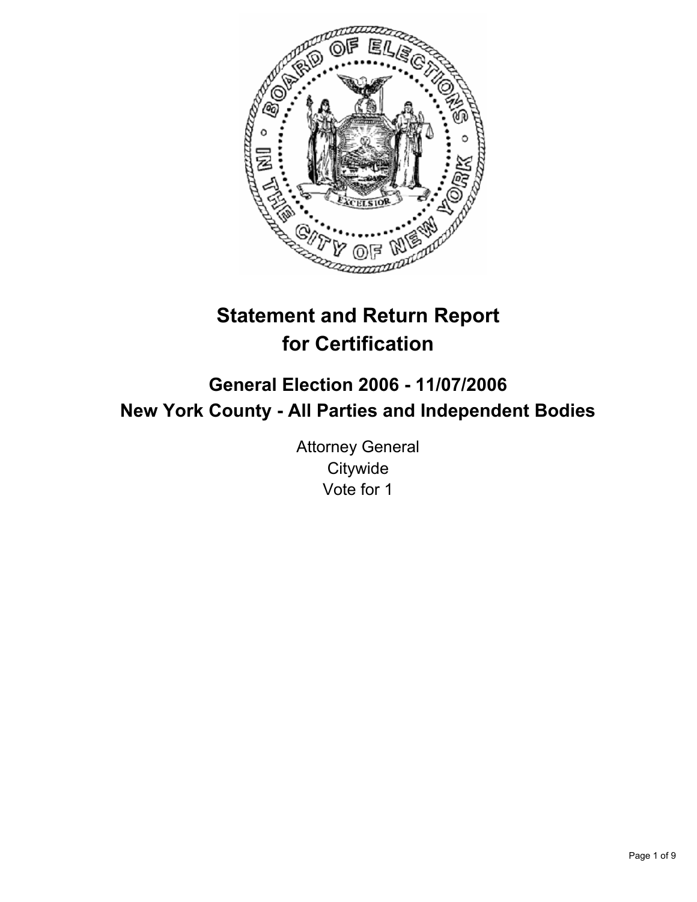# Statement and Return Report for Certification

## General Election 2006 - 11/07/2006
## New York County - All Parties and Independent Bodies

Attorney General
Citywide
Vote for 1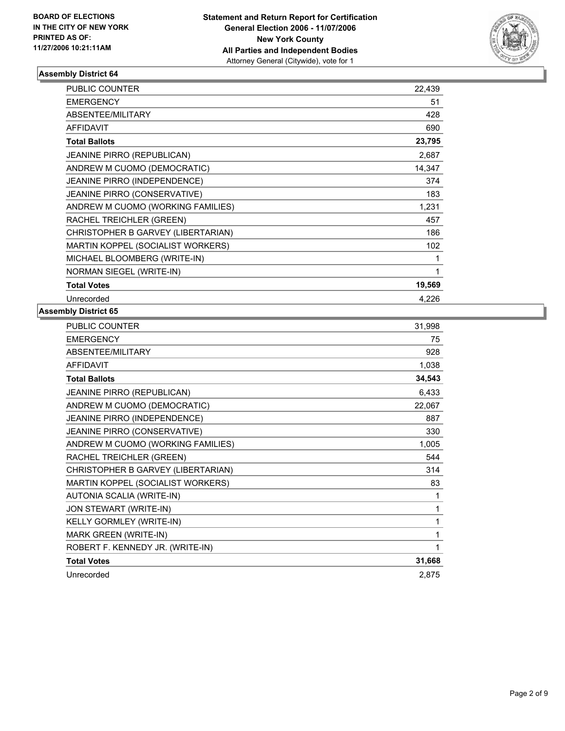**BOARD OF ELECTIONS IN THE CITY OF NEW YORK PRINTED AS OF: 11/27/2006 10:21:11AM**

**Statement and Return Report for Certification**
**General Election 2006 - 11/07/2006**
**New York County**
**All Parties and Independent Bodies**
Attorney General (Citywide), vote for 1

## Assembly District 64

| | |
|---|---|
| PUBLIC COUNTER | 22,439 |
| EMERGENCY | 51 |
| ABSENTEE/MILITARY | 428 |
| AFFIDAVIT | 690 |
| **Total Ballots** | **23,795** |
| JEANINE PIRRO (REPUBLICAN) | 2,687 |
| ANDREW M CUOMO (DEMOCRATIC) | 14,347 |
| JEANINE PIRRO (INDEPENDENCE) | 374 |
| JEANINE PIRRO (CONSERVATIVE) | 183 |
| ANDREW M CUOMO (WORKING FAMILIES) | 1,231 |
| RACHEL TREICHLER (GREEN) | 457 |
| CHRISTOPHER B GARVEY (LIBERTARIAN) | 186 |
| MARTIN KOPPEL (SOCIALIST WORKERS) | 102 |
| MICHAEL BLOOMBERG (WRITE-IN) | 1 |
| NORMAN SIEGEL (WRITE-IN) | 1 |
| **Total Votes** | **19,569** |
| Unrecorded | 4,226 |

## Assembly District 65

| | |
|---|---|
| PUBLIC COUNTER | 31,998 |
| EMERGENCY | 75 |
| ABSENTEE/MILITARY | 928 |
| AFFIDAVIT | 1,038 |
| **Total Ballots** | **34,543** |
| JEANINE PIRRO (REPUBLICAN) | 6,433 |
| ANDREW M CUOMO (DEMOCRATIC) | 22,067 |
| JEANINE PIRRO (INDEPENDENCE) | 887 |
| JEANINE PIRRO (CONSERVATIVE) | 330 |
| ANDREW M CUOMO (WORKING FAMILIES) | 1,005 |
| RACHEL TREICHLER (GREEN) | 544 |
| CHRISTOPHER B GARVEY (LIBERTARIAN) | 314 |
| MARTIN KOPPEL (SOCIALIST WORKERS) | 83 |
| AUTONIA SCALIA (WRITE-IN) | 1 |
| JON STEWART (WRITE-IN) | 1 |
| KELLY GORMLEY (WRITE-IN) | 1 |
| MARK GREEN (WRITE-IN) | 1 |
| ROBERT F. KENNEDY JR. (WRITE-IN) | 1 |
| **Total Votes** | **31,668** |
| Unrecorded | 2,875 |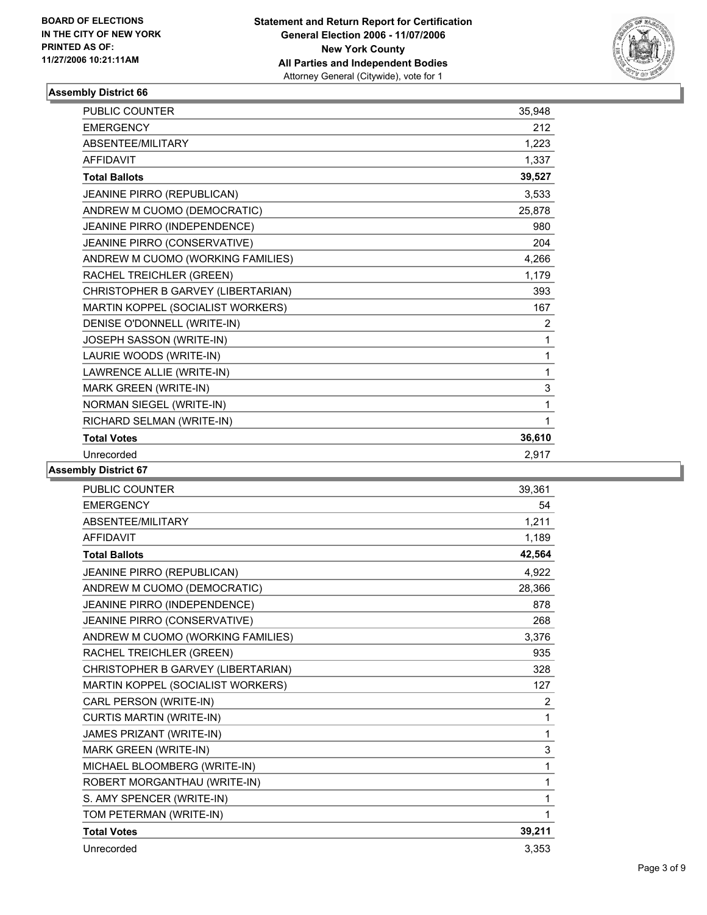**BOARD OF ELECTIONS IN THE CITY OF NEW YORK PRINTED AS OF: 11/27/2006 10:21:11AM**

**Statement and Return Report for Certification General Election 2006 - 11/07/2006 New York County All Parties and Independent Bodies**
Attorney General (Citywide), vote for 1

## Assembly District 66

| | |
|---|---|
| PUBLIC COUNTER | 35,948 |
| EMERGENCY | 212 |
| ABSENTEE/MILITARY | 1,223 |
| AFFIDAVIT | 1,337 |
| **Total Ballots** | **39,527** |
| JEANINE PIRRO (REPUBLICAN) | 3,533 |
| ANDREW M CUOMO (DEMOCRATIC) | 25,878 |
| JEANINE PIRRO (INDEPENDENCE) | 980 |
| JEANINE PIRRO (CONSERVATIVE) | 204 |
| ANDREW M CUOMO (WORKING FAMILIES) | 4,266 |
| RACHEL TREICHLER (GREEN) | 1,179 |
| CHRISTOPHER B GARVEY (LIBERTARIAN) | 393 |
| MARTIN KOPPEL (SOCIALIST WORKERS) | 167 |
| DENISE O'DONNELL (WRITE-IN) | 2 |
| JOSEPH SASSON (WRITE-IN) | 1 |
| LAURIE WOODS (WRITE-IN) | 1 |
| LAWRENCE ALLIE (WRITE-IN) | 1 |
| MARK GREEN (WRITE-IN) | 3 |
| NORMAN SIEGEL (WRITE-IN) | 1 |
| RICHARD SELMAN (WRITE-IN) | 1 |
| **Total Votes** | **36,610** |
| Unrecorded | 2,917 |

## Assembly District 67

| | |
|---|---|
| PUBLIC COUNTER | 39,361 |
| EMERGENCY | 54 |
| ABSENTEE/MILITARY | 1,211 |
| AFFIDAVIT | 1,189 |
| **Total Ballots** | **42,564** |
| JEANINE PIRRO (REPUBLICAN) | 4,922 |
| ANDREW M CUOMO (DEMOCRATIC) | 28,366 |
| JEANINE PIRRO (INDEPENDENCE) | 878 |
| JEANINE PIRRO (CONSERVATIVE) | 268 |
| ANDREW M CUOMO (WORKING FAMILIES) | 3,376 |
| RACHEL TREICHLER (GREEN) | 935 |
| CHRISTOPHER B GARVEY (LIBERTARIAN) | 328 |
| MARTIN KOPPEL (SOCIALIST WORKERS) | 127 |
| CARL PERSON (WRITE-IN) | 2 |
| CURTIS MARTIN (WRITE-IN) | 1 |
| JAMES PRIZANT (WRITE-IN) | 1 |
| MARK GREEN (WRITE-IN) | 3 |
| MICHAEL BLOOMBERG (WRITE-IN) | 1 |
| ROBERT MORGANTHAU (WRITE-IN) | 1 |
| S. AMY SPENCER (WRITE-IN) | 1 |
| TOM PETERMAN (WRITE-IN) | 1 |
| **Total Votes** | **39,211** |
| Unrecorded | 3,353 |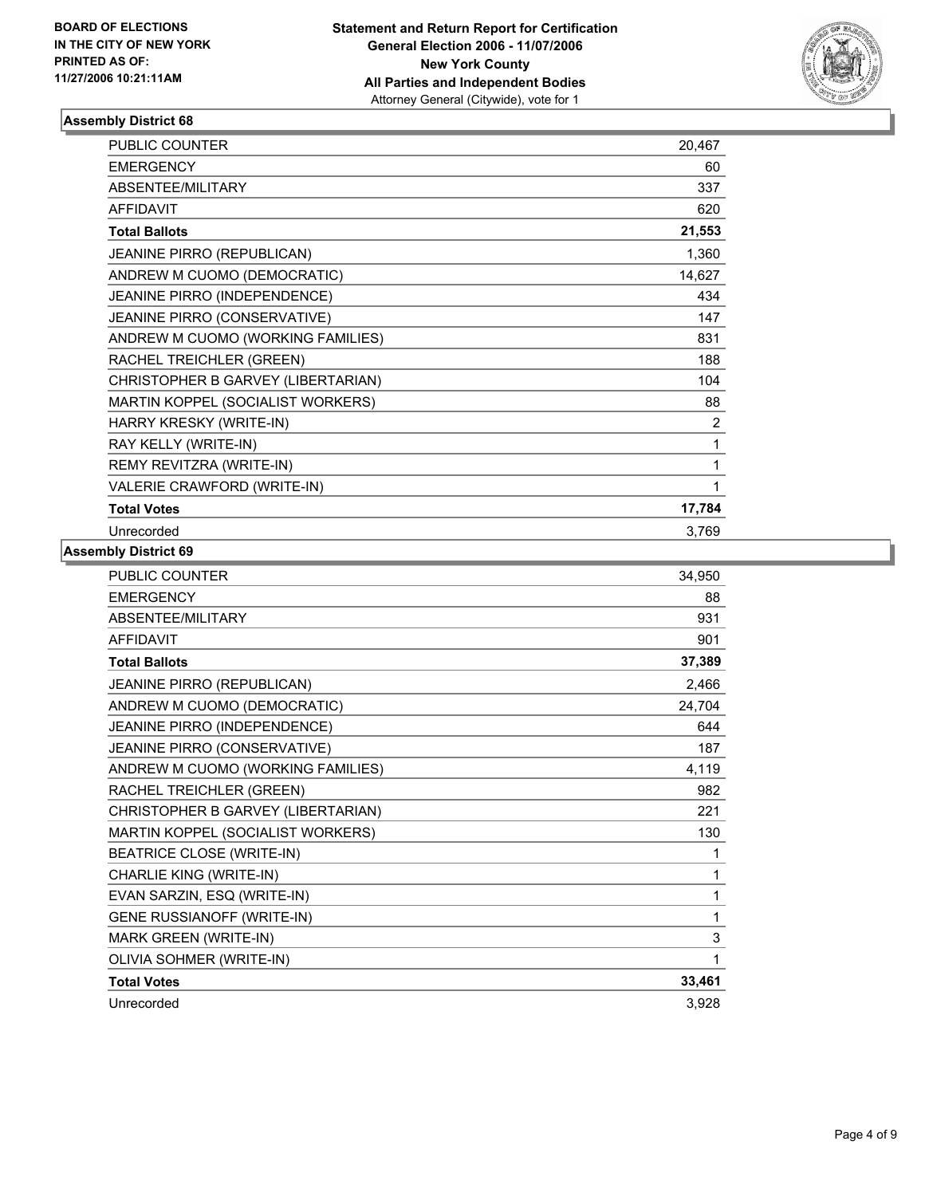**BOARD OF ELECTIONS IN THE CITY OF NEW YORK PRINTED AS OF: 11/27/2006 10:21:11AM**

**Statement and Return Report for Certification General Election 2006 - 11/07/2006 New York County All Parties and Independent Bodies**

Attorney General (Citywide), vote for 1

### Assembly District 68

| | |
|---|---|
| PUBLIC COUNTER | 20,467 |
| EMERGENCY | 60 |
| ABSENTEE/MILITARY | 337 |
| AFFIDAVIT | 620 |
| **Total Ballots** | **21,553** |
| JEANINE PIRRO (REPUBLICAN) | 1,360 |
| ANDREW M CUOMO (DEMOCRATIC) | 14,627 |
| JEANINE PIRRO (INDEPENDENCE) | 434 |
| JEANINE PIRRO (CONSERVATIVE) | 147 |
| ANDREW M CUOMO (WORKING FAMILIES) | 831 |
| RACHEL TREICHLER (GREEN) | 188 |
| CHRISTOPHER B GARVEY (LIBERTARIAN) | 104 |
| MARTIN KOPPEL (SOCIALIST WORKERS) | 88 |
| HARRY KRESKY (WRITE-IN) | 2 |
| RAY KELLY (WRITE-IN) | 1 |
| REMY REVITZRA (WRITE-IN) | 1 |
| VALERIE CRAWFORD (WRITE-IN) | 1 |
| **Total Votes** | **17,784** |
| Unrecorded | 3,769 |

### Assembly District 69

| | |
|---|---|
| PUBLIC COUNTER | 34,950 |
| EMERGENCY | 88 |
| ABSENTEE/MILITARY | 931 |
| AFFIDAVIT | 901 |
| **Total Ballots** | **37,389** |
| JEANINE PIRRO (REPUBLICAN) | 2,466 |
| ANDREW M CUOMO (DEMOCRATIC) | 24,704 |
| JEANINE PIRRO (INDEPENDENCE) | 644 |
| JEANINE PIRRO (CONSERVATIVE) | 187 |
| ANDREW M CUOMO (WORKING FAMILIES) | 4,119 |
| RACHEL TREICHLER (GREEN) | 982 |
| CHRISTOPHER B GARVEY (LIBERTARIAN) | 221 |
| MARTIN KOPPEL (SOCIALIST WORKERS) | 130 |
| BEATRICE CLOSE (WRITE-IN) | 1 |
| CHARLIE KING (WRITE-IN) | 1 |
| EVAN SARZIN, ESQ (WRITE-IN) | 1 |
| GENE RUSSIANOFF (WRITE-IN) | 1 |
| MARK GREEN (WRITE-IN) | 3 |
| OLIVIA SOHMER (WRITE-IN) | 1 |
| **Total Votes** | **33,461** |
| Unrecorded | 3,928 |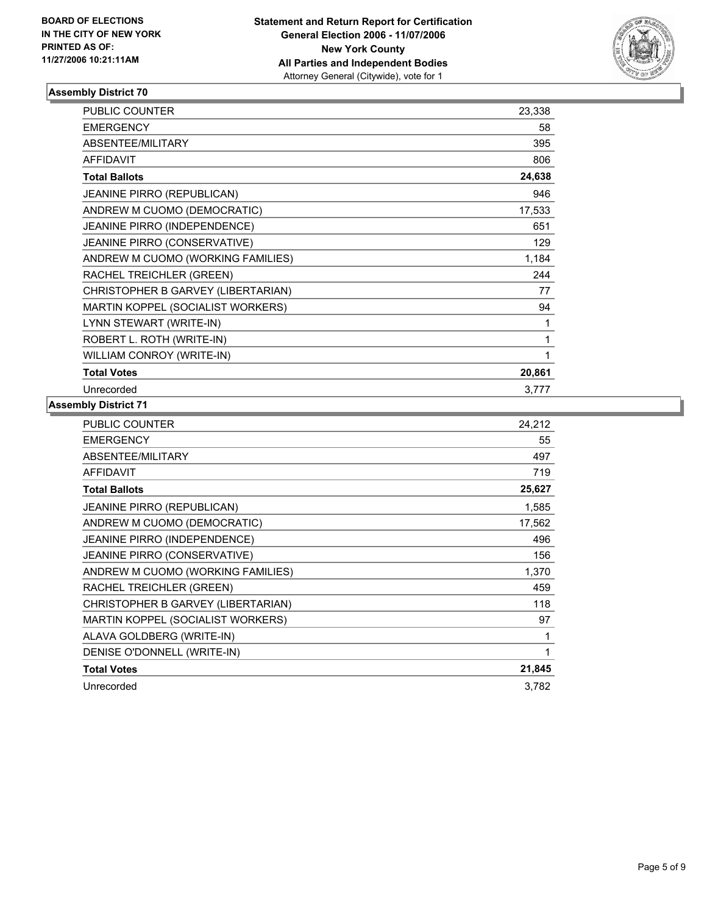**BOARD OF ELECTIONS IN THE CITY OF NEW YORK PRINTED AS OF: 11/27/2006 10:21:11AM**

# Statement and Return Report for Certification
## General Election 2006 - 11/07/2006
## New York County
## All Parties and Independent Bodies
Attorney General (Citywide), vote for 1

### Assembly District 70

| | |
|---|---|
| PUBLIC COUNTER | 23,338 |
| EMERGENCY | 58 |
| ABSENTEE/MILITARY | 395 |
| AFFIDAVIT | 806 |
| **Total Ballots** | **24,638** |
| JEANINE PIRRO (REPUBLICAN) | 946 |
| ANDREW M CUOMO (DEMOCRATIC) | 17,533 |
| JEANINE PIRRO (INDEPENDENCE) | 651 |
| JEANINE PIRRO (CONSERVATIVE) | 129 |
| ANDREW M CUOMO (WORKING FAMILIES) | 1,184 |
| RACHEL TREICHLER (GREEN) | 244 |
| CHRISTOPHER B GARVEY (LIBERTARIAN) | 77 |
| MARTIN KOPPEL (SOCIALIST WORKERS) | 94 |
| LYNN STEWART (WRITE-IN) | 1 |
| ROBERT L. ROTH (WRITE-IN) | 1 |
| WILLIAM CONROY (WRITE-IN) | 1 |
| **Total Votes** | **20,861** |
| Unrecorded | 3,777 |

### Assembly District 71

| | |
|---|---|
| PUBLIC COUNTER | 24,212 |
| EMERGENCY | 55 |
| ABSENTEE/MILITARY | 497 |
| AFFIDAVIT | 719 |
| **Total Ballots** | **25,627** |
| JEANINE PIRRO (REPUBLICAN) | 1,585 |
| ANDREW M CUOMO (DEMOCRATIC) | 17,562 |
| JEANINE PIRRO (INDEPENDENCE) | 496 |
| JEANINE PIRRO (CONSERVATIVE) | 156 |
| ANDREW M CUOMO (WORKING FAMILIES) | 1,370 |
| RACHEL TREICHLER (GREEN) | 459 |
| CHRISTOPHER B GARVEY (LIBERTARIAN) | 118 |
| MARTIN KOPPEL (SOCIALIST WORKERS) | 97 |
| ALAVA GOLDBERG (WRITE-IN) | 1 |
| DENISE O'DONNELL (WRITE-IN) | 1 |
| **Total Votes** | **21,845** |
| Unrecorded | 3,782 |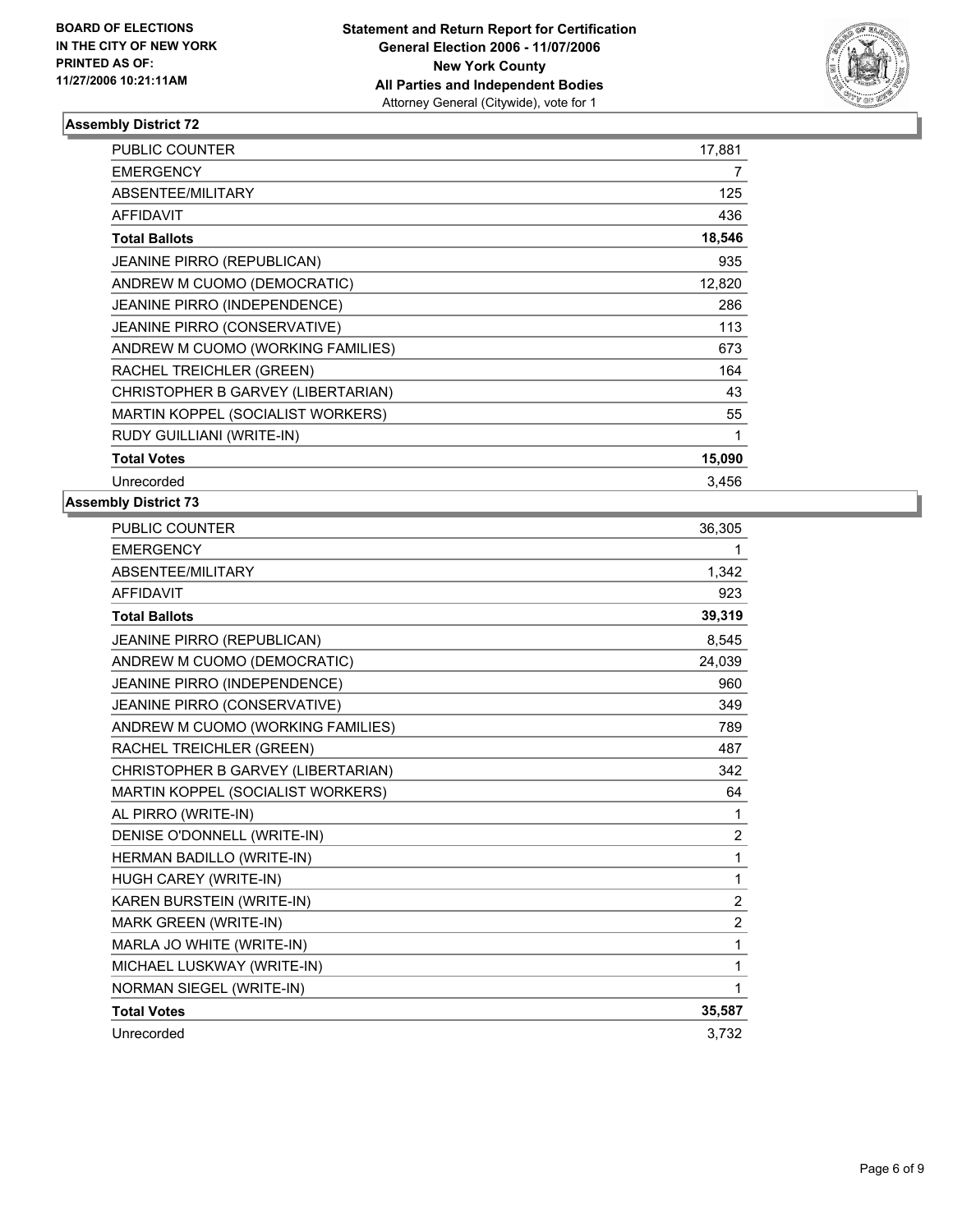**BOARD OF ELECTIONS IN THE CITY OF NEW YORK**
**PRINTED AS OF: 11/27/2006 10:21:11AM**

**Statement and Return Report for Certification**
**General Election 2006 - 11/07/2006**
**New York County**
**All Parties and Independent Bodies**
Attorney General (Citywide), vote for 1

### Assembly District 72

| | |
|---|---|
| PUBLIC COUNTER | 17,881 |
| EMERGENCY | 7 |
| ABSENTEE/MILITARY | 125 |
| AFFIDAVIT | 436 |
| **Total Ballots** | **18,546** |
| JEANINE PIRRO (REPUBLICAN) | 935 |
| ANDREW M CUOMO (DEMOCRATIC) | 12,820 |
| JEANINE PIRRO (INDEPENDENCE) | 286 |
| JEANINE PIRRO (CONSERVATIVE) | 113 |
| ANDREW M CUOMO (WORKING FAMILIES) | 673 |
| RACHEL TREICHLER (GREEN) | 164 |
| CHRISTOPHER B GARVEY (LIBERTARIAN) | 43 |
| MARTIN KOPPEL (SOCIALIST WORKERS) | 55 |
| RUDY GUILLIANI (WRITE-IN) | 1 |
| **Total Votes** | **15,090** |
| Unrecorded | 3,456 |

### Assembly District 73

| | |
|---|---|
| PUBLIC COUNTER | 36,305 |
| EMERGENCY | 1 |
| ABSENTEE/MILITARY | 1,342 |
| AFFIDAVIT | 923 |
| **Total Ballots** | **39,319** |
| JEANINE PIRRO (REPUBLICAN) | 8,545 |
| ANDREW M CUOMO (DEMOCRATIC) | 24,039 |
| JEANINE PIRRO (INDEPENDENCE) | 960 |
| JEANINE PIRRO (CONSERVATIVE) | 349 |
| ANDREW M CUOMO (WORKING FAMILIES) | 789 |
| RACHEL TREICHLER (GREEN) | 487 |
| CHRISTOPHER B GARVEY (LIBERTARIAN) | 342 |
| MARTIN KOPPEL (SOCIALIST WORKERS) | 64 |
| AL PIRRO (WRITE-IN) | 1 |
| DENISE O'DONNELL (WRITE-IN) | 2 |
| HERMAN BADILLO (WRITE-IN) | 1 |
| HUGH CAREY (WRITE-IN) | 1 |
| KAREN BURSTEIN (WRITE-IN) | 2 |
| MARK GREEN (WRITE-IN) | 2 |
| MARLA JO WHITE (WRITE-IN) | 1 |
| MICHAEL LUSKWAY (WRITE-IN) | 1 |
| NORMAN SIEGEL (WRITE-IN) | 1 |
| **Total Votes** | **35,587** |
| Unrecorded | 3,732 |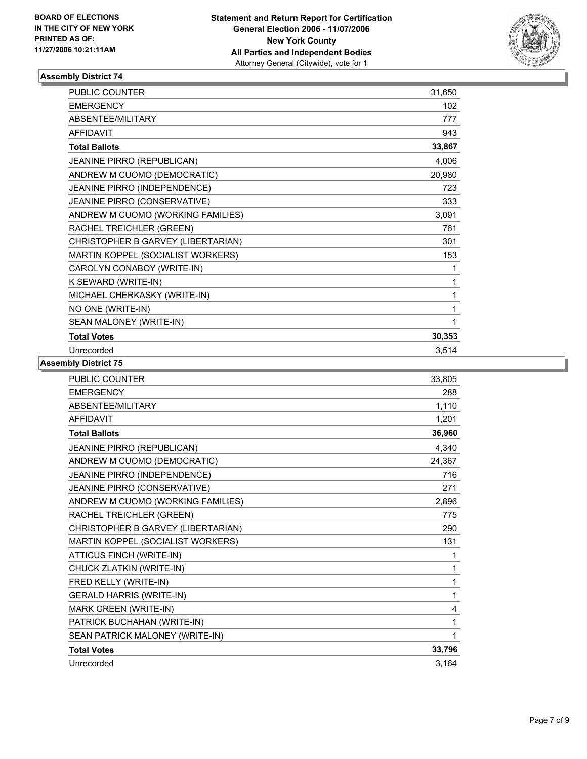**BOARD OF ELECTIONS IN THE CITY OF NEW YORK PRINTED AS OF: 11/27/2006 10:21:11AM**

# Statement and Return Report for Certification
## General Election 2006 - 11/07/2006
## New York County
## All Parties and Independent Bodies
Attorney General (Citywide), vote for 1

### Assembly District 74

| | |
|---|---|
| PUBLIC COUNTER | 31,650 |
| EMERGENCY | 102 |
| ABSENTEE/MILITARY | 777 |
| AFFIDAVIT | 943 |
| **Total Ballots** | **33,867** |
| JEANINE PIRRO (REPUBLICAN) | 4,006 |
| ANDREW M CUOMO (DEMOCRATIC) | 20,980 |
| JEANINE PIRRO (INDEPENDENCE) | 723 |
| JEANINE PIRRO (CONSERVATIVE) | 333 |
| ANDREW M CUOMO (WORKING FAMILIES) | 3,091 |
| RACHEL TREICHLER (GREEN) | 761 |
| CHRISTOPHER B GARVEY (LIBERTARIAN) | 301 |
| MARTIN KOPPEL (SOCIALIST WORKERS) | 153 |
| CAROLYN CONABOY (WRITE-IN) | 1 |
| K SEWARD (WRITE-IN) | 1 |
| MICHAEL CHERKASKY (WRITE-IN) | 1 |
| NO ONE (WRITE-IN) | 1 |
| SEAN MALONEY (WRITE-IN) | 1 |
| **Total Votes** | **30,353** |
| Unrecorded | 3,514 |

### Assembly District 75

| | |
|---|---|
| PUBLIC COUNTER | 33,805 |
| EMERGENCY | 288 |
| ABSENTEE/MILITARY | 1,110 |
| AFFIDAVIT | 1,201 |
| **Total Ballots** | **36,960** |
| JEANINE PIRRO (REPUBLICAN) | 4,340 |
| ANDREW M CUOMO (DEMOCRATIC) | 24,367 |
| JEANINE PIRRO (INDEPENDENCE) | 716 |
| JEANINE PIRRO (CONSERVATIVE) | 271 |
| ANDREW M CUOMO (WORKING FAMILIES) | 2,896 |
| RACHEL TREICHLER (GREEN) | 775 |
| CHRISTOPHER B GARVEY (LIBERTARIAN) | 290 |
| MARTIN KOPPEL (SOCIALIST WORKERS) | 131 |
| ATTICUS FINCH (WRITE-IN) | 1 |
| CHUCK ZLATKIN (WRITE-IN) | 1 |
| FRED KELLY (WRITE-IN) | 1 |
| GERALD HARRIS (WRITE-IN) | 1 |
| MARK GREEN (WRITE-IN) | 4 |
| PATRICK BUCHAHAN (WRITE-IN) | 1 |
| SEAN PATRICK MALONEY (WRITE-IN) | 1 |
| **Total Votes** | **33,796** |
| Unrecorded | 3,164 |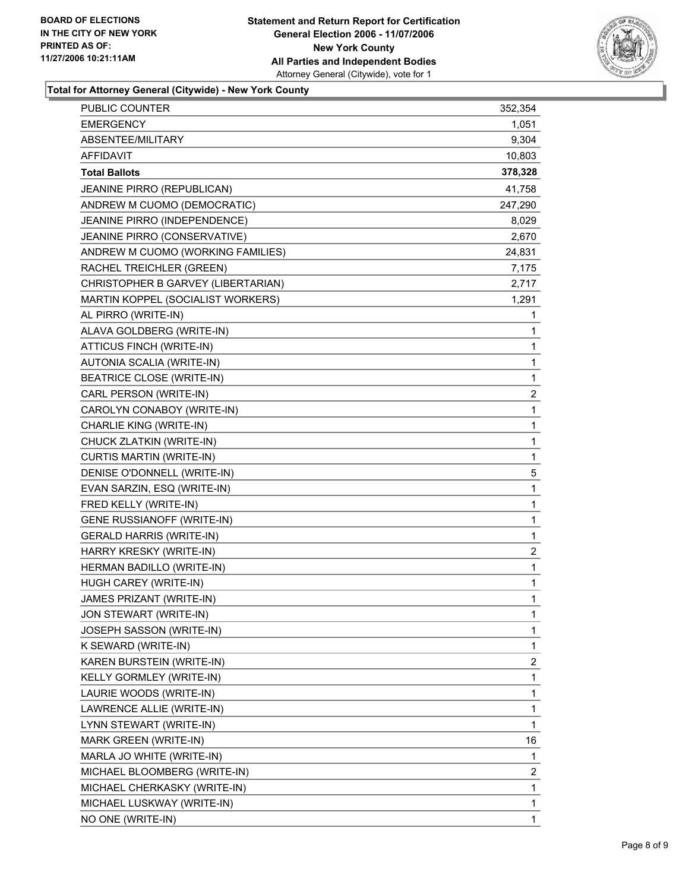BOARD OF ELECTIONS
IN THE CITY OF NEW YORK
PRINTED AS OF:
11/27/2006 10:21:11AM

**Statement and Return Report for Certification**
**General Election 2006 - 11/07/2006**
**New York County**
**All Parties and Independent Bodies**
Attorney General (Citywide), vote for 1

## Total for Attorney General (Citywide) - New York County

| | |
|---|---|
| PUBLIC COUNTER | 352,354 |
| EMERGENCY | 1,051 |
| ABSENTEE/MILITARY | 9,304 |
| AFFIDAVIT | 10,803 |
| **Total Ballots** | **378,328** |
| JEANINE PIRRO (REPUBLICAN) | 41,758 |
| ANDREW M CUOMO (DEMOCRATIC) | 247,290 |
| JEANINE PIRRO (INDEPENDENCE) | 8,029 |
| JEANINE PIRRO (CONSERVATIVE) | 2,670 |
| ANDREW M CUOMO (WORKING FAMILIES) | 24,831 |
| RACHEL TREICHLER (GREEN) | 7,175 |
| CHRISTOPHER B GARVEY (LIBERTARIAN) | 2,717 |
| MARTIN KOPPEL (SOCIALIST WORKERS) | 1,291 |
| AL PIRRO (WRITE-IN) | 1 |
| ALAVA GOLDBERG (WRITE-IN) | 1 |
| ATTICUS FINCH (WRITE-IN) | 1 |
| AUTONIA SCALIA (WRITE-IN) | 1 |
| BEATRICE CLOSE (WRITE-IN) | 1 |
| CARL PERSON (WRITE-IN) | 2 |
| CAROLYN CONABOY (WRITE-IN) | 1 |
| CHARLIE KING (WRITE-IN) | 1 |
| CHUCK ZLATKIN (WRITE-IN) | 1 |
| CURTIS MARTIN (WRITE-IN) | 1 |
| DENISE O'DONNELL (WRITE-IN) | 5 |
| EVAN SARZIN, ESQ (WRITE-IN) | 1 |
| FRED KELLY (WRITE-IN) | 1 |
| GENE RUSSIANOFF (WRITE-IN) | 1 |
| GERALD HARRIS (WRITE-IN) | 1 |
| HARRY KRESKY (WRITE-IN) | 2 |
| HERMAN BADILLO (WRITE-IN) | 1 |
| HUGH CAREY (WRITE-IN) | 1 |
| JAMES PRIZANT (WRITE-IN) | 1 |
| JON STEWART (WRITE-IN) | 1 |
| JOSEPH SASSON (WRITE-IN) | 1 |
| K SEWARD (WRITE-IN) | 1 |
| KAREN BURSTEIN (WRITE-IN) | 2 |
| KELLY GORMLEY (WRITE-IN) | 1 |
| LAURIE WOODS (WRITE-IN) | 1 |
| LAWRENCE ALLIE (WRITE-IN) | 1 |
| LYNN STEWART (WRITE-IN) | 1 |
| MARK GREEN (WRITE-IN) | 16 |
| MARLA JO WHITE (WRITE-IN) | 1 |
| MICHAEL BLOOMBERG (WRITE-IN) | 2 |
| MICHAEL CHERKASKY (WRITE-IN) | 1 |
| MICHAEL LUSKWAY (WRITE-IN) | 1 |
| NO ONE (WRITE-IN) | 1 |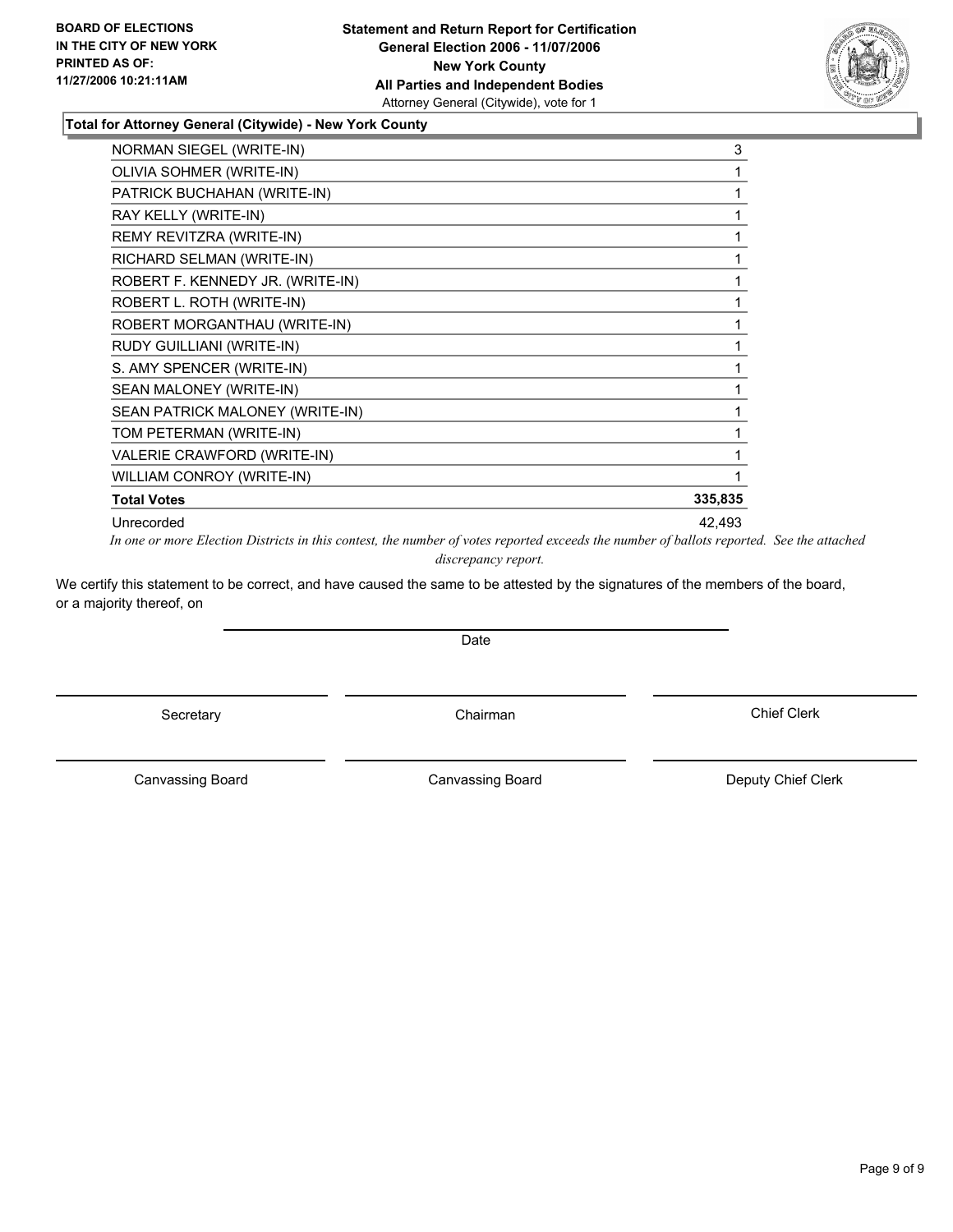**BOARD OF ELECTIONS IN THE CITY OF NEW YORK PRINTED AS OF: 11/27/2006 10:21:11AM**

**Statement and Return Report for Certification**
**General Election 2006 - 11/07/2006**
**New York County**
**All Parties and Independent Bodies**
Attorney General (Citywide), vote for 1

**Total for Attorney General (Citywide) - New York County**

| | |
|---|---|
| NORMAN SIEGEL (WRITE-IN) | 3 |
| OLIVIA SOHMER (WRITE-IN) | 1 |
| PATRICK BUCHAHAN (WRITE-IN) | 1 |
| RAY KELLY (WRITE-IN) | 1 |
| REMY REVITZRA (WRITE-IN) | 1 |
| RICHARD SELMAN (WRITE-IN) | 1 |
| ROBERT F. KENNEDY JR. (WRITE-IN) | 1 |
| ROBERT L. ROTH (WRITE-IN) | 1 |
| ROBERT MORGANTHAU (WRITE-IN) | 1 |
| RUDY GUILLIANI (WRITE-IN) | 1 |
| S. AMY SPENCER (WRITE-IN) | 1 |
| SEAN MALONEY (WRITE-IN) | 1 |
| SEAN PATRICK MALONEY (WRITE-IN) | 1 |
| TOM PETERMAN (WRITE-IN) | 1 |
| VALERIE CRAWFORD (WRITE-IN) | 1 |
| WILLIAM CONROY (WRITE-IN) | 1 |
| **Total Votes** | **335,835** |
| Unrecorded | 42,493 |

*In one or more Election Districts in this contest, the number of votes reported exceeds the number of ballots reported. See the attached discrepancy report.*

We certify this statement to be correct, and have caused the same to be attested by the signatures of the members of the board, or a majority thereof, on

Date

Secretary　　Chairman　　Chief Clerk

Canvassing Board　　Canvassing Board　　Deputy Chief Clerk